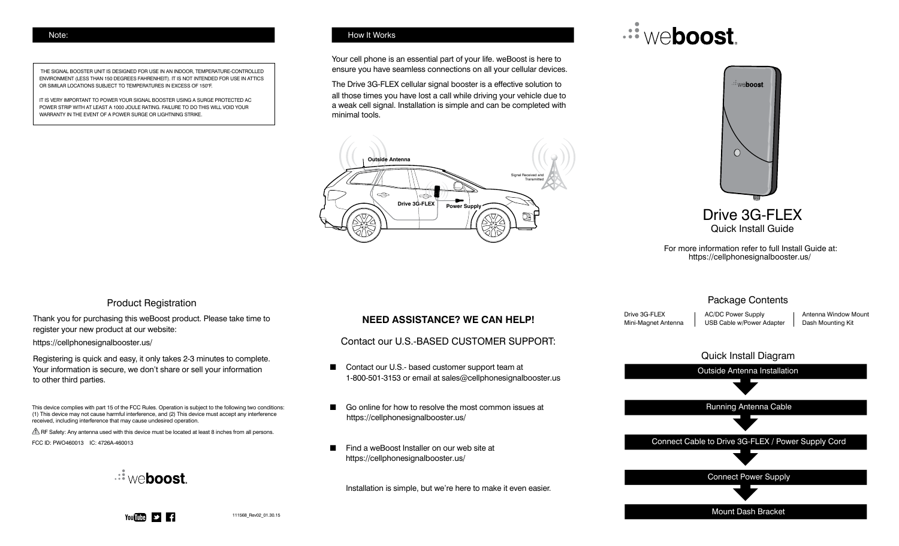## Note:

THE SIGNAL BOOSTER UNIT IS DESIGNED FOR USE IN AN INDOOR, TEMPERATURE-CONTROLLED ENVIRONMENT (LESS THAN 150 DEGREES FAHRENHEIT). IT IS NOT INTENDED FOR USE IN ATTICS OR SIMILAR LOCATIONS SUBJECT TO TEMPERATURES IN EXCESS OF 150°F.

IT IS VERY IMPORTANT TO POWER YOUR SIGNAL BOOSTER USING A SURGE PROTECTED AC POWER STRIP WITH AT LEAST A 1000 JOULE RATING. FAILURE TO DO THIS WILL VOID YOUR WARRANTY IN THE EVENT OF A POWER SURGE OR LIGHTNING STRIKE.

## How It Works

Your cell phone is an essential part of your life. weBoost is here to ensure you have seamless connections on all your cellular devices.

The Drive 3G-FLEX cellular signal booster is a effective solution to all those times you have lost a call while driving your vehicle due to a weak cell signal. Installation is simple and can be completed with minimal tools.

Outside Antenna

Drive 3G-FLEX

Power Supply

Signal Received and Transmitted

# weboost

# Drive 3G-FLEX

Quick Install Guide

For more information refer to full Install Guide at:
https://cellphonesignalbooster.us/

## Product Registration

Thank you for purchasing this weBoost product. Please take time to register your new product at our website:

https://cellphonesignalbooster.us/

Registering is quick and easy, it only takes 2-3 minutes to complete. Your information is secure, we don't share or sell your information to other third parties.

This device complies with part 15 of the FCC Rules. Operation is subject to the following two conditions: (1) This device may not cause harmful interference, and (2) This device must accept any interference received, including interference that may cause undesired operation.

⚠ RF Safety: Any antenna used with this device must be located at least 8 inches from all persons.

FCC ID: PWO460013 IC: 4726A-460013

weboost

111568_Rev02_01.30.15

## NEED ASSISTANCE? WE CAN HELP!

Contact our U.S.-BASED CUSTOMER SUPPORT:

- Contact our U.S.- based customer support team at 1-800-501-3153 or email at sales@cellphonesignalbooster.us
- Go online for how to resolve the most common issues at https://cellphonesignalbooster.us/
- Find a weBoost Installer on our web site at https://cellphonesignalbooster.us/

Installation is simple, but we're here to make it even easier.

## Package Contents

- Drive 3G-FLEX
- Mini-Magnet Antenna
- AC/DC Power Supply
- USB Cable w/Power Adapter
- Antenna Window Mount
- Dash Mounting Kit

## Quick Install Diagram

1. Outside Antenna Installation
2. Running Antenna Cable
3. Connect Cable to Drive 3G-FLEX / Power Supply Cord
4. Connect Power Supply
5. Mount Dash Bracket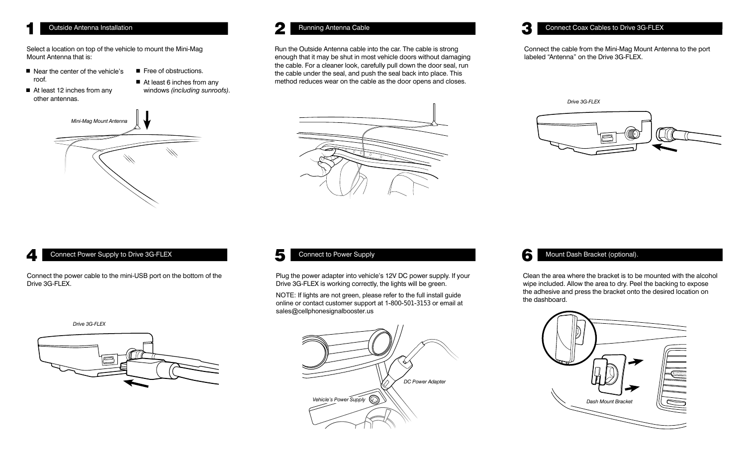## 1 Outside Antenna Installation

Select a location on top of the vehicle to mount the Mini-Mag Mount Antenna that is:

- Near the center of the vehicle's roof.
- At least 12 inches from any other antennas.
- Free of obstructions.
- At least 6 inches from any windows *(including sunroofs).*

*Mini-Mag Mount Antenna*

## 2 Running Antenna Cable

Run the Outside Antenna cable into the car. The cable is strong enough that it may be shut in most vehicle doors without damaging the cable. For a cleaner look, carefully pull down the door seal, run the cable under the seal, and push the seal back into place. This method reduces wear on the cable as the door opens and closes.

## 3 Connect Coax Cables to Drive 3G-FLEX

Connect the cable from the Mini-Mag Mount Antenna to the port labeled "Antenna" on the Drive 3G-FLEX.

*Drive 3G-FLEX*

## 4 Connect Power Supply to Drive 3G-FLEX

Connect the power cable to the mini-USB port on the bottom of the Drive 3G-FLEX.

*Drive 3G-FLEX*

## 5 Connect to Power Supply

Plug the power adapter into vehicle's 12V DC power supply. If your Drive 3G-FLEX is working correctly, the lights will be green.

NOTE: If lights are not green, please refer to the full install guide online or contact customer support at 1-800-501-3153 or email at sales@cellphonesignalbooster.us

*DC Power Adapter*

*Vehicle's Power Supply*

## 6 Mount Dash Bracket (optional).

Clean the area where the bracket is to be mounted with the alcohol wipe included. Allow the area to dry. Peel the backing to expose the adhesive and press the bracket onto the desired location on the dashboard.

*Dash Mount Bracket*